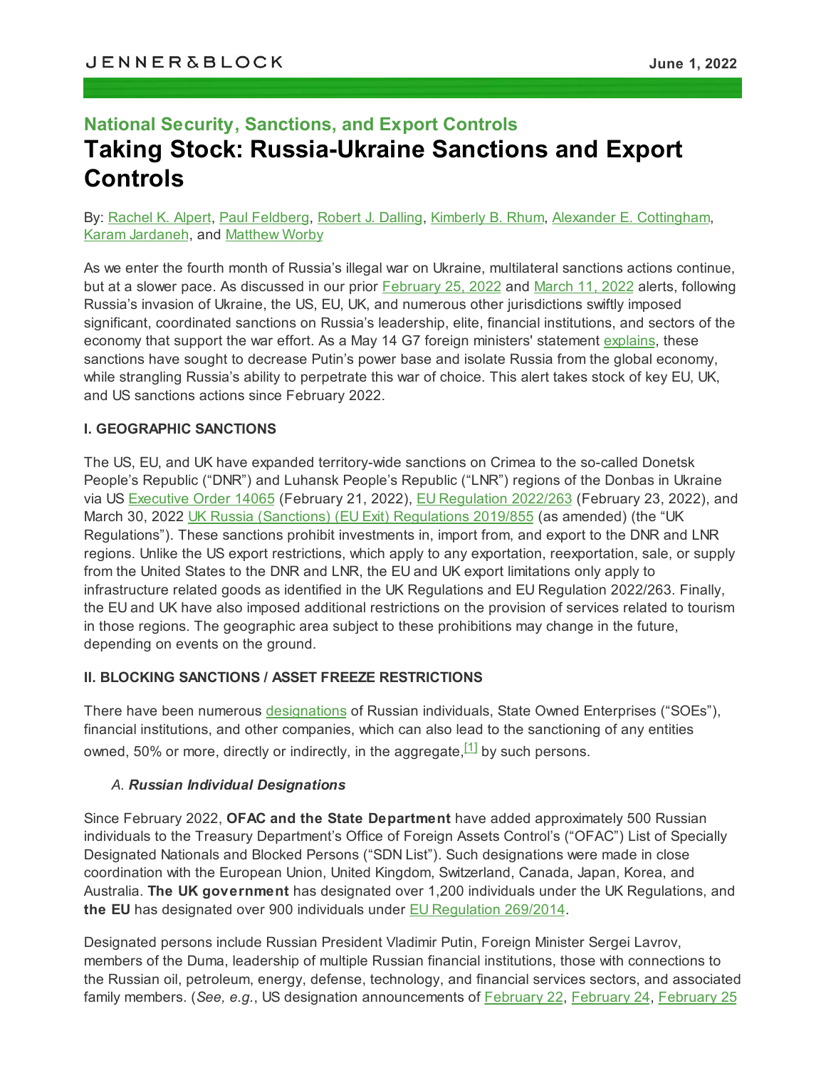JENNER&BLOCK

June 1, 2022

## National Security, Sanctions, and Export Controls

# Taking Stock: Russia-Ukraine Sanctions and Export Controls

By: Rachel K. Alpert, Paul Feldberg, Robert J. Dalling, Kimberly B. Rhum, Alexander E. Cottingham, Karam Jardaneh, and Matthew Worby

As we enter the fourth month of Russia's illegal war on Ukraine, multilateral sanctions actions continue, but at a slower pace. As discussed in our prior February 25, 2022 and March 11, 2022 alerts, following Russia's invasion of Ukraine, the US, EU, UK, and numerous other jurisdictions swiftly imposed significant, coordinated sanctions on Russia's leadership, elite, financial institutions, and sectors of the economy that support the war effort. As a May 14 G7 foreign ministers' statement explains, these sanctions have sought to decrease Putin's power base and isolate Russia from the global economy, while strangling Russia's ability to perpetrate this war of choice. This alert takes stock of key EU, UK, and US sanctions actions since February 2022.

### I. GEOGRAPHIC SANCTIONS

The US, EU, and UK have expanded territory-wide sanctions on Crimea to the so-called Donetsk People's Republic ("DNR") and Luhansk People's Republic ("LNR") regions of the Donbas in Ukraine via US Executive Order 14065 (February 21, 2022), EU Regulation 2022/263 (February 23, 2022), and March 30, 2022 UK Russia (Sanctions) (EU Exit) Regulations 2019/855 (as amended) (the "UK Regulations"). These sanctions prohibit investments in, import from, and export to the DNR and LNR regions. Unlike the US export restrictions, which apply to any exportation, reexportation, sale, or supply from the United States to the DNR and LNR, the EU and UK export limitations only apply to infrastructure related goods as identified in the UK Regulations and EU Regulation 2022/263. Finally, the EU and UK have also imposed additional restrictions on the provision of services related to tourism in those regions. The geographic area subject to these prohibitions may change in the future, depending on events on the ground.

### II. BLOCKING SANCTIONS / ASSET FREEZE RESTRICTIONS

There have been numerous designations of Russian individuals, State Owned Enterprises ("SOEs"), financial institutions, and other companies, which can also lead to the sanctioning of any entities owned, 50% or more, directly or indirectly, in the aggregate,[1] by such persons.

#### A. *Russian Individual Designations*

Since February 2022, **OFAC and the State Department** have added approximately 500 Russian individuals to the Treasury Department's Office of Foreign Assets Control's ("OFAC") List of Specially Designated Nationals and Blocked Persons ("SDN List"). Such designations were made in close coordination with the European Union, United Kingdom, Switzerland, Canada, Japan, Korea, and Australia. **The UK government** has designated over 1,200 individuals under the UK Regulations, and **the EU** has designated over 900 individuals under EU Regulation 269/2014.

Designated persons include Russian President Vladimir Putin, Foreign Minister Sergei Lavrov, members of the Duma, leadership of multiple Russian financial institutions, those with connections to the Russian oil, petroleum, energy, defense, technology, and financial services sectors, and associated family members. (*See, e.g.*, US designation announcements of February 22, February 24, February 25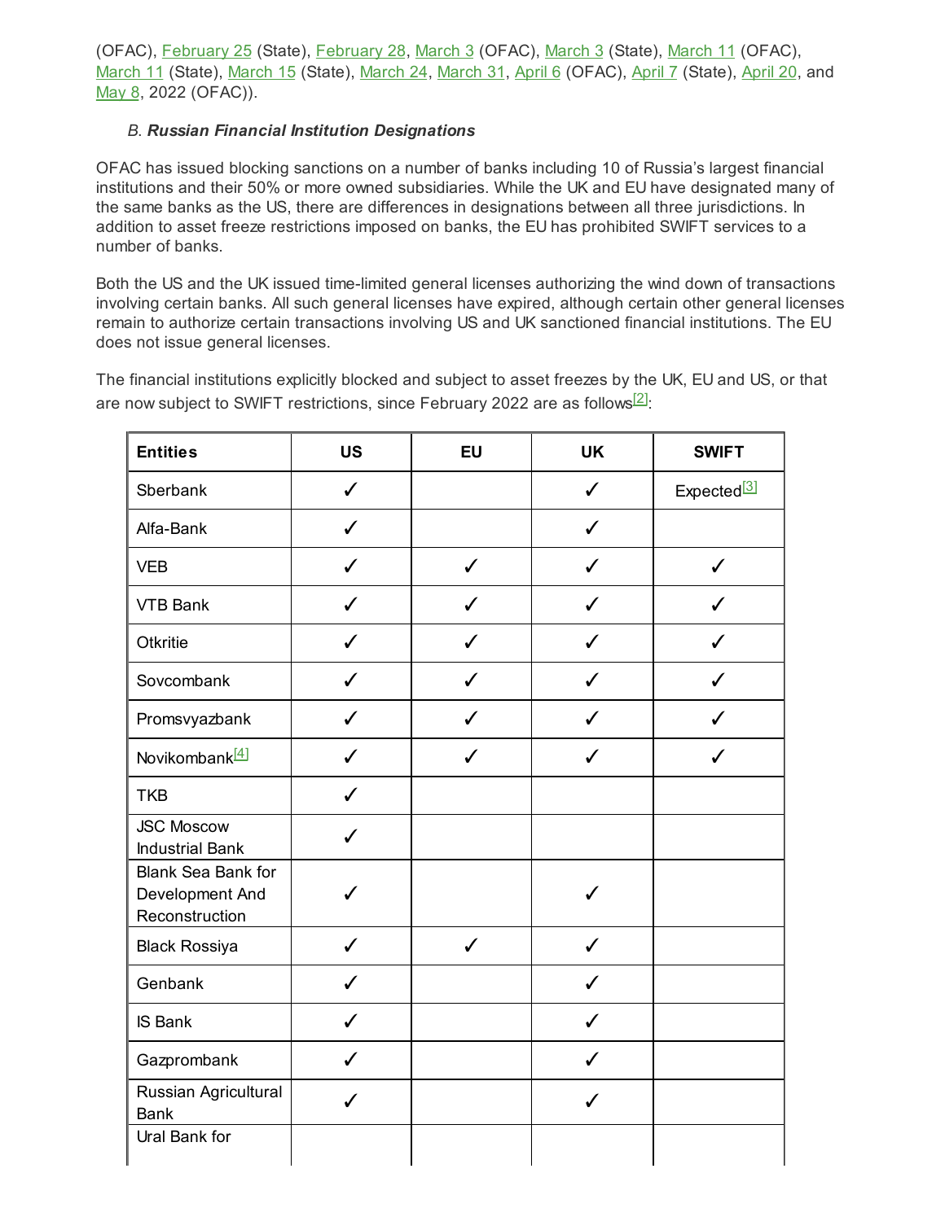(OFAC), February 25 (State), February 28, March 3 (OFAC), March 3 (State), March 11 (OFAC), March 11 (State), March 15 (State), March 24, March 31, April 6 (OFAC), April 7 (State), April 20, and May 8, 2022 (OFAC)).

### B. *Russian Financial Institution Designations*

OFAC has issued blocking sanctions on a number of banks including 10 of Russia's largest financial institutions and their 50% or more owned subsidiaries. While the UK and EU have designated many of the same banks as the US, there are differences in designations between all three jurisdictions. In addition to asset freeze restrictions imposed on banks, the EU has prohibited SWIFT services to a number of banks.

Both the US and the UK issued time-limited general licenses authorizing the wind down of transactions involving certain banks. All such general licenses have expired, although certain other general licenses remain to authorize certain transactions involving US and UK sanctioned financial institutions. The EU does not issue general licenses.

The financial institutions explicitly blocked and subject to asset freezes by the UK, EU and US, or that are now subject to SWIFT restrictions, since February 2022 are as follows[2]:

| Entities | US | EU | UK | SWIFT |
|---|---|---|---|---|
| Sberbank | ✓ | | ✓ | Expected[3] |
| Alfa-Bank | ✓ | | ✓ | |
| VEB | ✓ | ✓ | ✓ | ✓ |
| VTB Bank | ✓ | ✓ | ✓ | ✓ |
| Otkritie | ✓ | ✓ | ✓ | ✓ |
| Sovcombank | ✓ | ✓ | ✓ | ✓ |
| Promsvyazbank | ✓ | ✓ | ✓ | ✓ |
| Novikombank[4] | ✓ | ✓ | ✓ | ✓ |
| TKB | ✓ | | | |
| JSC Moscow Industrial Bank | ✓ | | | |
| Blank Sea Bank for Development And Reconstruction | ✓ | | ✓ | |
| Black Rossiya | ✓ | ✓ | ✓ | |
| Genbank | ✓ | | ✓ | |
| IS Bank | ✓ | | ✓ | |
| Gazprombank | ✓ | | ✓ | |
| Russian Agricultural Bank | ✓ | | ✓ | |
| Ural Bank for | | | | |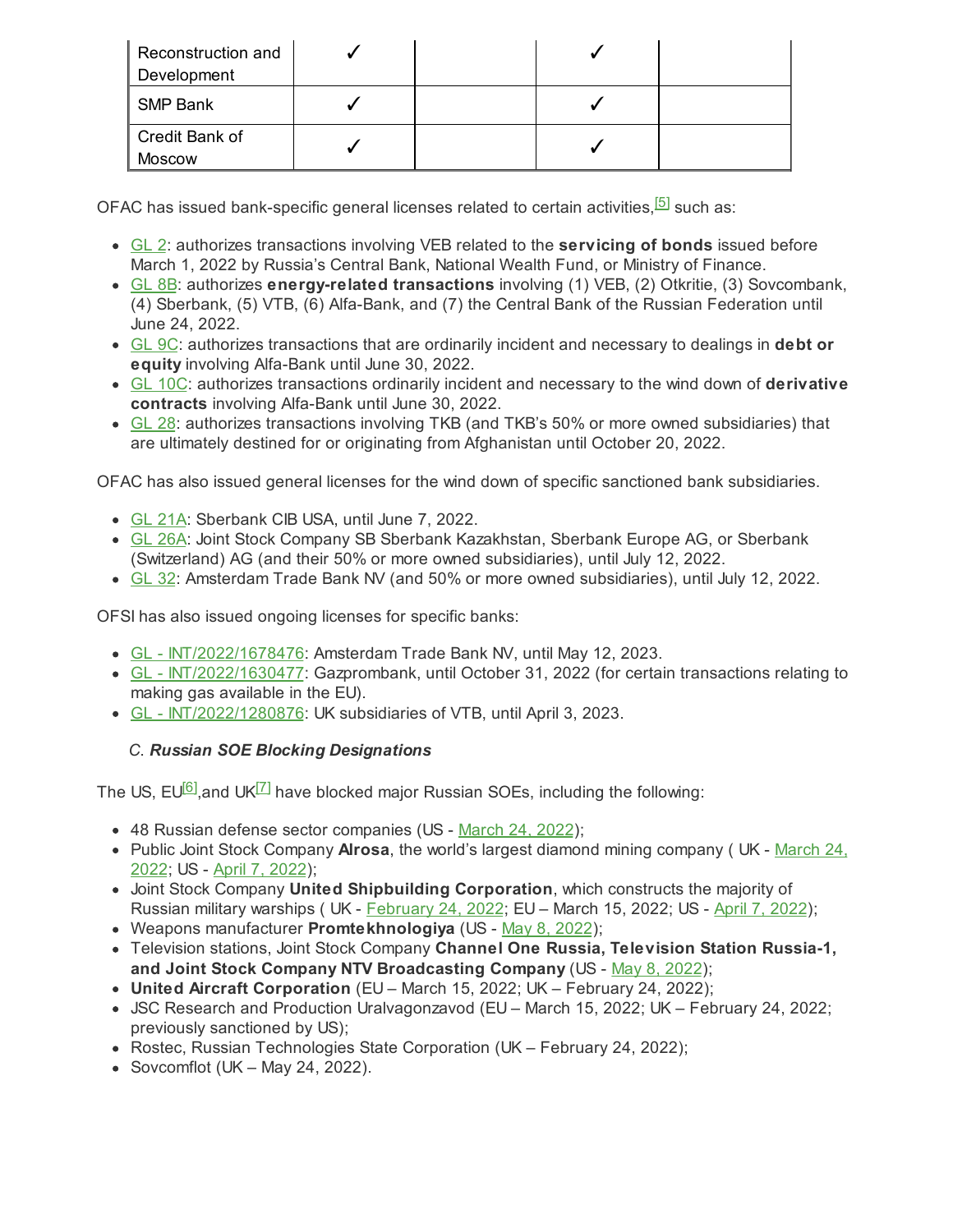| Reconstruction and Development | ✓ | | ✓ | |
| --- | --- | --- | --- | --- |
| SMP Bank | ✓ | | ✓ | |
| Credit Bank of Moscow | ✓ | | ✓ | |

OFAC has issued bank-specific general licenses related to certain activities,[5] such as:

- GL 2: authorizes transactions involving VEB related to the **servicing of bonds** issued before March 1, 2022 by Russia's Central Bank, National Wealth Fund, or Ministry of Finance.
- GL 8B: authorizes **energy-related transactions** involving (1) VEB, (2) Otkritie, (3) Sovcombank, (4) Sberbank, (5) VTB, (6) Alfa-Bank, and (7) the Central Bank of the Russian Federation until June 24, 2022.
- GL 9C: authorizes transactions that are ordinarily incident and necessary to dealings in **debt or equity** involving Alfa-Bank until June 30, 2022.
- GL 10C: authorizes transactions ordinarily incident and necessary to the wind down of **derivative contracts** involving Alfa-Bank until June 30, 2022.
- GL 28: authorizes transactions involving TKB (and TKB's 50% or more owned subsidiaries) that are ultimately destined for or originating from Afghanistan until October 20, 2022.

OFAC has also issued general licenses for the wind down of specific sanctioned bank subsidiaries.

- GL 21A: Sberbank CIB USA, until June 7, 2022.
- GL 26A: Joint Stock Company SB Sberbank Kazakhstan, Sberbank Europe AG, or Sberbank (Switzerland) AG (and their 50% or more owned subsidiaries), until July 12, 2022.
- GL 32: Amsterdam Trade Bank NV (and 50% or more owned subsidiaries), until July 12, 2022.

OFSI has also issued ongoing licenses for specific banks:

- GL - INT/2022/1678476: Amsterdam Trade Bank NV, until May 12, 2023.
- GL - INT/2022/1630477: Gazprombank, until October 31, 2022 (for certain transactions relating to making gas available in the EU).
- GL - INT/2022/1280876: UK subsidiaries of VTB, until April 3, 2023.

### *C. **Russian SOE Blocking Designations***

The US, EU[6],and UK[7] have blocked major Russian SOEs, including the following:

- 48 Russian defense sector companies (US - March 24, 2022);
- Public Joint Stock Company **Alrosa**, the world's largest diamond mining company ( UK - March 24, 2022; US - April 7, 2022);
- Joint Stock Company **United Shipbuilding Corporation**, which constructs the majority of Russian military warships ( UK - February 24, 2022; EU – March 15, 2022; US - April 7, 2022);
- Weapons manufacturer **Promtekhnologiya** (US - May 8, 2022);
- Television stations, Joint Stock Company **Channel One Russia, Television Station Russia-1, and Joint Stock Company NTV Broadcasting Company** (US - May 8, 2022);
- **United Aircraft Corporation** (EU – March 15, 2022; UK – February 24, 2022);
- JSC Research and Production Uralvagonzavod (EU – March 15, 2022; UK – February 24, 2022; previously sanctioned by US);
- Rostec, Russian Technologies State Corporation (UK – February 24, 2022);
- Sovcomflot (UK – May 24, 2022).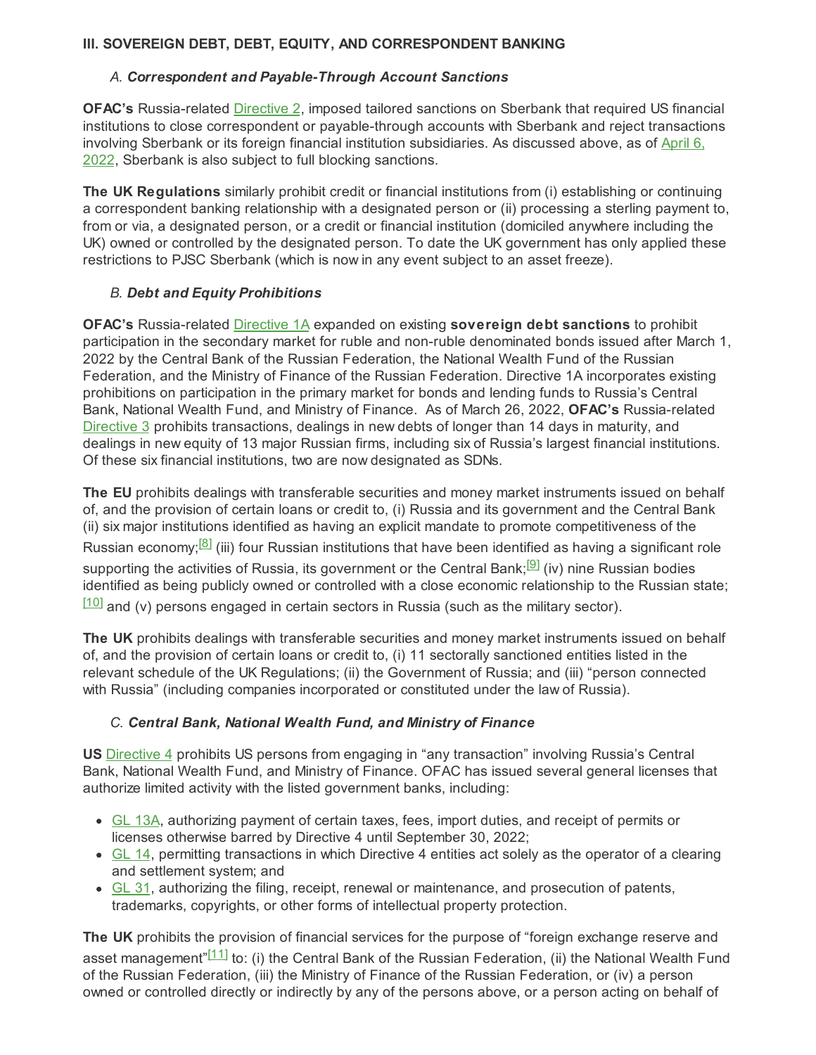### III. SOVEREIGN DEBT, DEBT, EQUITY, AND CORRESPONDENT BANKING

#### A. *Correspondent and Payable-Through Account Sanctions*

**OFAC's** Russia-related Directive 2, imposed tailored sanctions on Sberbank that required US financial institutions to close correspondent or payable-through accounts with Sberbank and reject transactions involving Sberbank or its foreign financial institution subsidiaries. As discussed above, as of April 6, 2022, Sberbank is also subject to full blocking sanctions.

**The UK Regulations** similarly prohibit credit or financial institutions from (i) establishing or continuing a correspondent banking relationship with a designated person or (ii) processing a sterling payment to, from or via, a designated person, or a credit or financial institution (domiciled anywhere including the UK) owned or controlled by the designated person. To date the UK government has only applied these restrictions to PJSC Sberbank (which is now in any event subject to an asset freeze).

#### B. *Debt and Equity Prohibitions*

**OFAC's** Russia-related Directive 1A expanded on existing **sovereign debt sanctions** to prohibit participation in the secondary market for ruble and non-ruble denominated bonds issued after March 1, 2022 by the Central Bank of the Russian Federation, the National Wealth Fund of the Russian Federation, and the Ministry of Finance of the Russian Federation. Directive 1A incorporates existing prohibitions on participation in the primary market for bonds and lending funds to Russia's Central Bank, National Wealth Fund, and Ministry of Finance. As of March 26, 2022, **OFAC's** Russia-related Directive 3 prohibits transactions, dealings in new debts of longer than 14 days in maturity, and dealings in new equity of 13 major Russian firms, including six of Russia's largest financial institutions. Of these six financial institutions, two are now designated as SDNs.

**The EU** prohibits dealings with transferable securities and money market instruments issued on behalf of, and the provision of certain loans or credit to, (i) Russia and its government and the Central Bank (ii) six major institutions identified as having an explicit mandate to promote competitiveness of the Russian economy;[8] (iii) four Russian institutions that have been identified as having a significant role supporting the activities of Russia, its government or the Central Bank;[9] (iv) nine Russian bodies identified as being publicly owned or controlled with a close economic relationship to the Russian state;[10] and (v) persons engaged in certain sectors in Russia (such as the military sector).

**The UK** prohibits dealings with transferable securities and money market instruments issued on behalf of, and the provision of certain loans or credit to, (i) 11 sectorally sanctioned entities listed in the relevant schedule of the UK Regulations; (ii) the Government of Russia; and (iii) "person connected with Russia" (including companies incorporated or constituted under the law of Russia).

#### C. *Central Bank, National Wealth Fund, and Ministry of Finance*

**US** Directive 4 prohibits US persons from engaging in "any transaction" involving Russia's Central Bank, National Wealth Fund, and Ministry of Finance. OFAC has issued several general licenses that authorize limited activity with the listed government banks, including:

- GL 13A, authorizing payment of certain taxes, fees, import duties, and receipt of permits or licenses otherwise barred by Directive 4 until September 30, 2022;
- GL 14, permitting transactions in which Directive 4 entities act solely as the operator of a clearing and settlement system; and
- GL 31, authorizing the filing, receipt, renewal or maintenance, and prosecution of patents, trademarks, copyrights, or other forms of intellectual property protection.

**The UK** prohibits the provision of financial services for the purpose of "foreign exchange reserve and asset management"[11] to: (i) the Central Bank of the Russian Federation, (ii) the National Wealth Fund of the Russian Federation, (iii) the Ministry of Finance of the Russian Federation, or (iv) a person owned or controlled directly or indirectly by any of the persons above, or a person acting on behalf of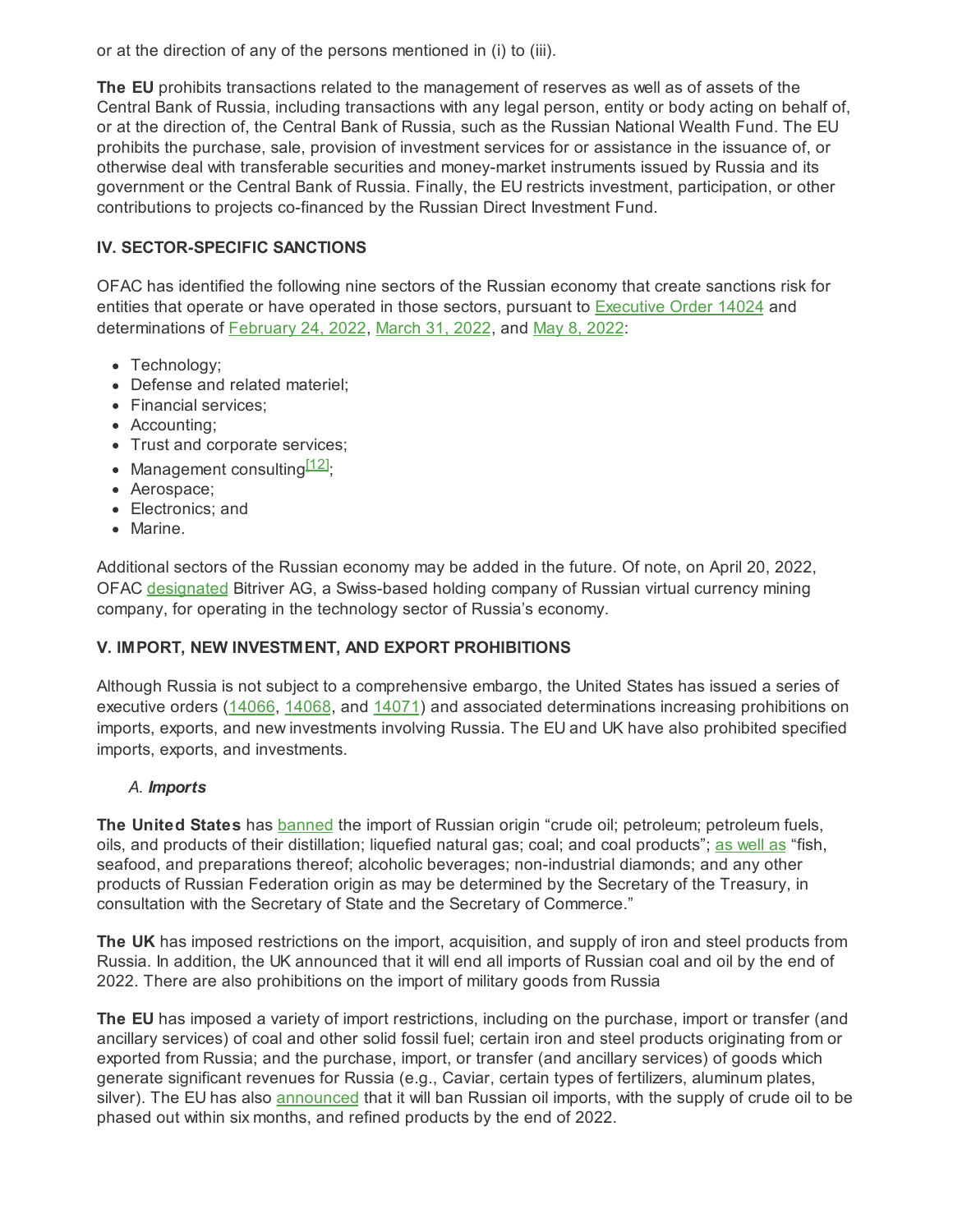or at the direction of any of the persons mentioned in (i) to (iii).

**The EU** prohibits transactions related to the management of reserves as well as of assets of the Central Bank of Russia, including transactions with any legal person, entity or body acting on behalf of, or at the direction of, the Central Bank of Russia, such as the Russian National Wealth Fund. The EU prohibits the purchase, sale, provision of investment services for or assistance in the issuance of, or otherwise deal with transferable securities and money-market instruments issued by Russia and its government or the Central Bank of Russia. Finally, the EU restricts investment, participation, or other contributions to projects co-financed by the Russian Direct Investment Fund.

### IV. SECTOR-SPECIFIC SANCTIONS

OFAC has identified the following nine sectors of the Russian economy that create sanctions risk for entities that operate or have operated in those sectors, pursuant to Executive Order 14024 and determinations of February 24, 2022, March 31, 2022, and May 8, 2022:

- Technology;
- Defense and related materiel;
- Financial services;
- Accounting;
- Trust and corporate services;
- Management consulting[12];
- Aerospace;
- Electronics; and
- Marine.

Additional sectors of the Russian economy may be added in the future. Of note, on April 20, 2022, OFAC designated Bitriver AG, a Swiss-based holding company of Russian virtual currency mining company, for operating in the technology sector of Russia's economy.

### V. IMPORT, NEW INVESTMENT, AND EXPORT PROHIBITIONS

Although Russia is not subject to a comprehensive embargo, the United States has issued a series of executive orders (14066, 14068, and 14071) and associated determinations increasing prohibitions on imports, exports, and new investments involving Russia. The EU and UK have also prohibited specified imports, exports, and investments.

#### *A. **Imports***

**The United States** has banned the import of Russian origin "crude oil; petroleum; petroleum fuels, oils, and products of their distillation; liquefied natural gas; coal; and coal products"; as well as "fish, seafood, and preparations thereof; alcoholic beverages; non-industrial diamonds; and any other products of Russian Federation origin as may be determined by the Secretary of the Treasury, in consultation with the Secretary of State and the Secretary of Commerce."

**The UK** has imposed restrictions on the import, acquisition, and supply of iron and steel products from Russia. In addition, the UK announced that it will end all imports of Russian coal and oil by the end of 2022. There are also prohibitions on the import of military goods from Russia

**The EU** has imposed a variety of import restrictions, including on the purchase, import or transfer (and ancillary services) of coal and other solid fossil fuel; certain iron and steel products originating from or exported from Russia; and the purchase, import, or transfer (and ancillary services) of goods which generate significant revenues for Russia (e.g., Caviar, certain types of fertilizers, aluminum plates, silver). The EU has also announced that it will ban Russian oil imports, with the supply of crude oil to be phased out within six months, and refined products by the end of 2022.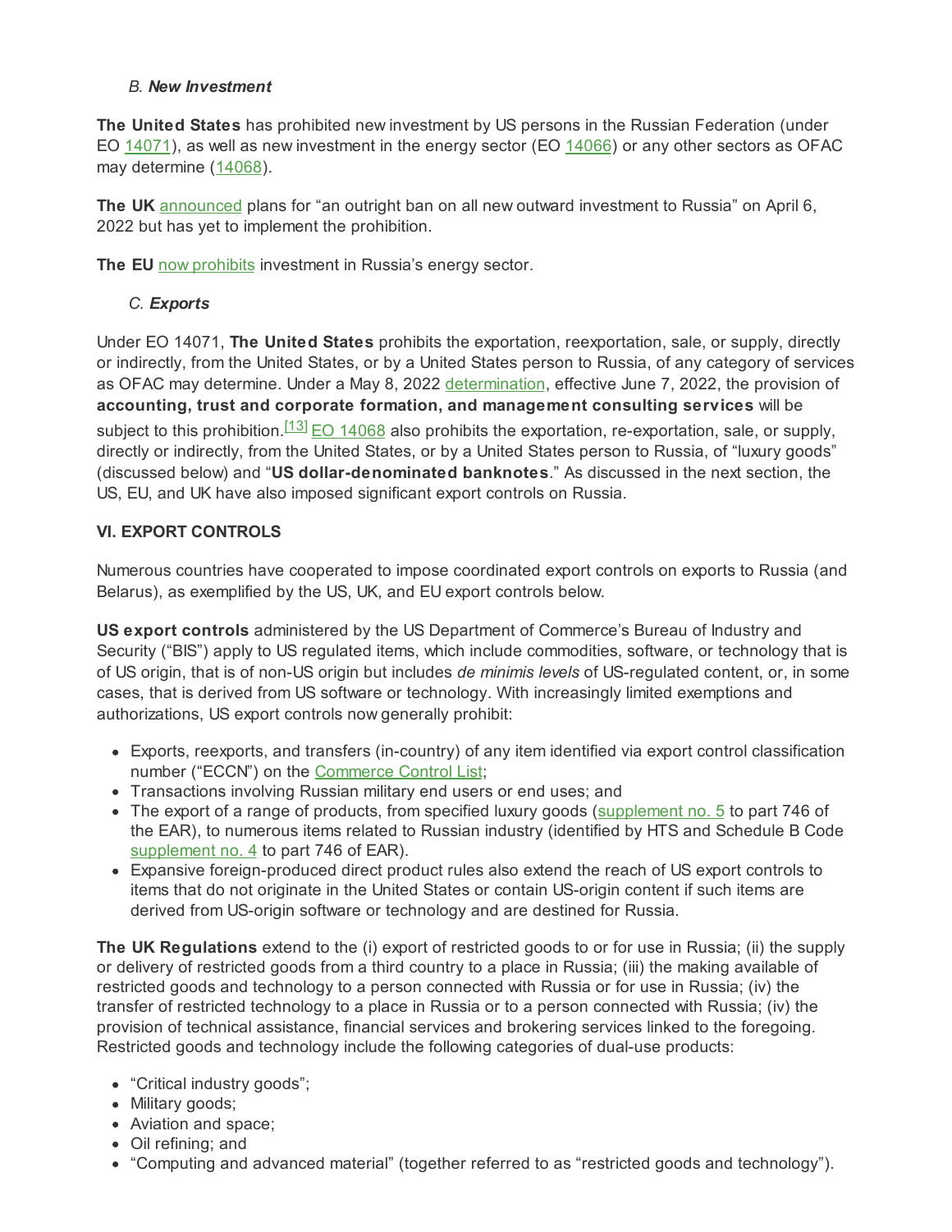### *B. New Investment*

**The United States** has prohibited new investment by US persons in the Russian Federation (under EO 14071), as well as new investment in the energy sector (EO 14066) or any other sectors as OFAC may determine (14068).

**The UK** announced plans for "an outright ban on all new outward investment to Russia" on April 6, 2022 but has yet to implement the prohibition.

**The EU** now prohibits investment in Russia's energy sector.

### *C. Exports*

Under EO 14071, **The United States** prohibits the exportation, reexportation, sale, or supply, directly or indirectly, from the United States, or by a United States person to Russia, of any category of services as OFAC may determine. Under a May 8, 2022 determination, effective June 7, 2022, the provision of **accounting, trust and corporate formation, and management consulting services** will be subject to this prohibition.[13] EO 14068 also prohibits the exportation, re-exportation, sale, or supply, directly or indirectly, from the United States, or by a United States person to Russia, of "luxury goods" (discussed below) and "**US dollar-denominated banknotes**." As discussed in the next section, the US, EU, and UK have also imposed significant export controls on Russia.

## VI. EXPORT CONTROLS

Numerous countries have cooperated to impose coordinated export controls on exports to Russia (and Belarus), as exemplified by the US, UK, and EU export controls below.

**US export controls** administered by the US Department of Commerce's Bureau of Industry and Security ("BIS") apply to US regulated items, which include commodities, software, or technology that is of US origin, that is of non-US origin but includes *de minimis levels* of US-regulated content, or, in some cases, that is derived from US software or technology. With increasingly limited exemptions and authorizations, US export controls now generally prohibit:

- Exports, reexports, and transfers (in-country) of any item identified via export control classification number ("ECCN") on the Commerce Control List;
- Transactions involving Russian military end users or end uses; and
- The export of a range of products, from specified luxury goods (supplement no. 5 to part 746 of the EAR), to numerous items related to Russian industry (identified by HTS and Schedule B Code supplement no. 4 to part 746 of EAR).
- Expansive foreign-produced direct product rules also extend the reach of US export controls to items that do not originate in the United States or contain US-origin content if such items are derived from US-origin software or technology and are destined for Russia.

**The UK Regulations** extend to the (i) export of restricted goods to or for use in Russia; (ii) the supply or delivery of restricted goods from a third country to a place in Russia; (iii) the making available of restricted goods and technology to a person connected with Russia or for use in Russia; (iv) the transfer of restricted technology to a place in Russia or to a person connected with Russia; (iv) the provision of technical assistance, financial services and brokering services linked to the foregoing. Restricted goods and technology include the following categories of dual-use products:

- "Critical industry goods";
- Military goods;
- Aviation and space;
- Oil refining; and
- "Computing and advanced material" (together referred to as "restricted goods and technology").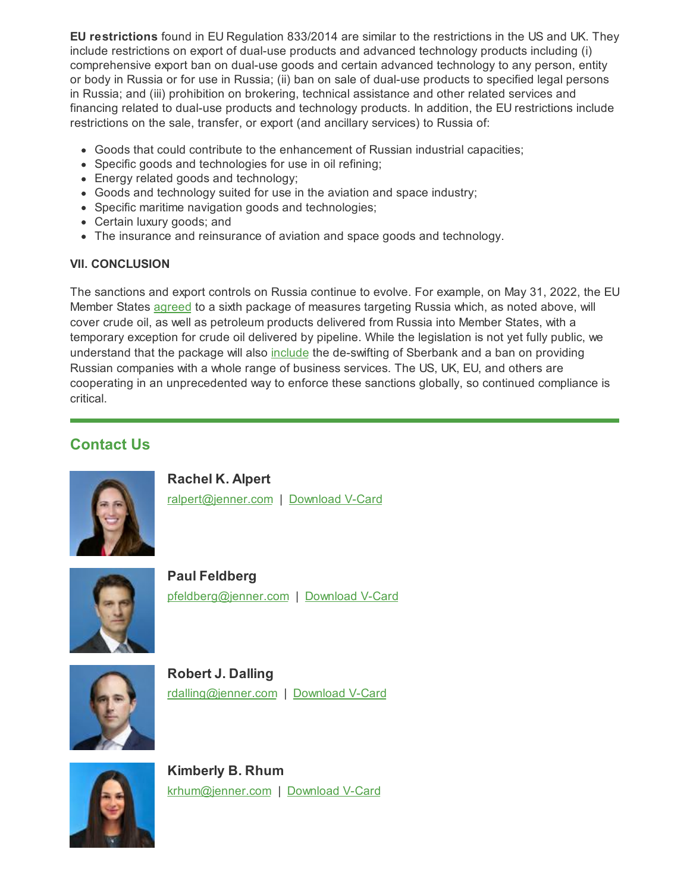**EU restrictions** found in EU Regulation 833/2014 are similar to the restrictions in the US and UK. They include restrictions on export of dual-use products and advanced technology products including (i) comprehensive export ban on dual-use goods and certain advanced technology to any person, entity or body in Russia or for use in Russia; (ii) ban on sale of dual-use products to specified legal persons in Russia; and (iii) prohibition on brokering, technical assistance and other related services and financing related to dual-use products and technology products. In addition, the EU restrictions include restrictions on the sale, transfer, or export (and ancillary services) to Russia of:

- Goods that could contribute to the enhancement of Russian industrial capacities;
- Specific goods and technologies for use in oil refining;
- Energy related goods and technology;
- Goods and technology suited for use in the aviation and space industry;
- Specific maritime navigation goods and technologies;
- Certain luxury goods; and
- The insurance and reinsurance of aviation and space goods and technology.

**VII. CONCLUSION**

The sanctions and export controls on Russia continue to evolve. For example, on May 31, 2022, the EU Member States agreed to a sixth package of measures targeting Russia which, as noted above, will cover crude oil, as well as petroleum products delivered from Russia into Member States, with a temporary exception for crude oil delivered by pipeline. While the legislation is not yet fully public, we understand that the package will also include the de-swifting of Sberbank and a ban on providing Russian companies with a whole range of business services. The US, UK, EU, and others are cooperating in an unprecedented way to enforce these sanctions globally, so continued compliance is critical.

## Contact Us

**Rachel K. Alpert**
ralpert@jenner.com | Download V-Card

**Paul Feldberg**
pfeldberg@jenner.com | Download V-Card

**Robert J. Dalling**
rdalling@jenner.com | Download V-Card

**Kimberly B. Rhum**
krhum@jenner.com | Download V-Card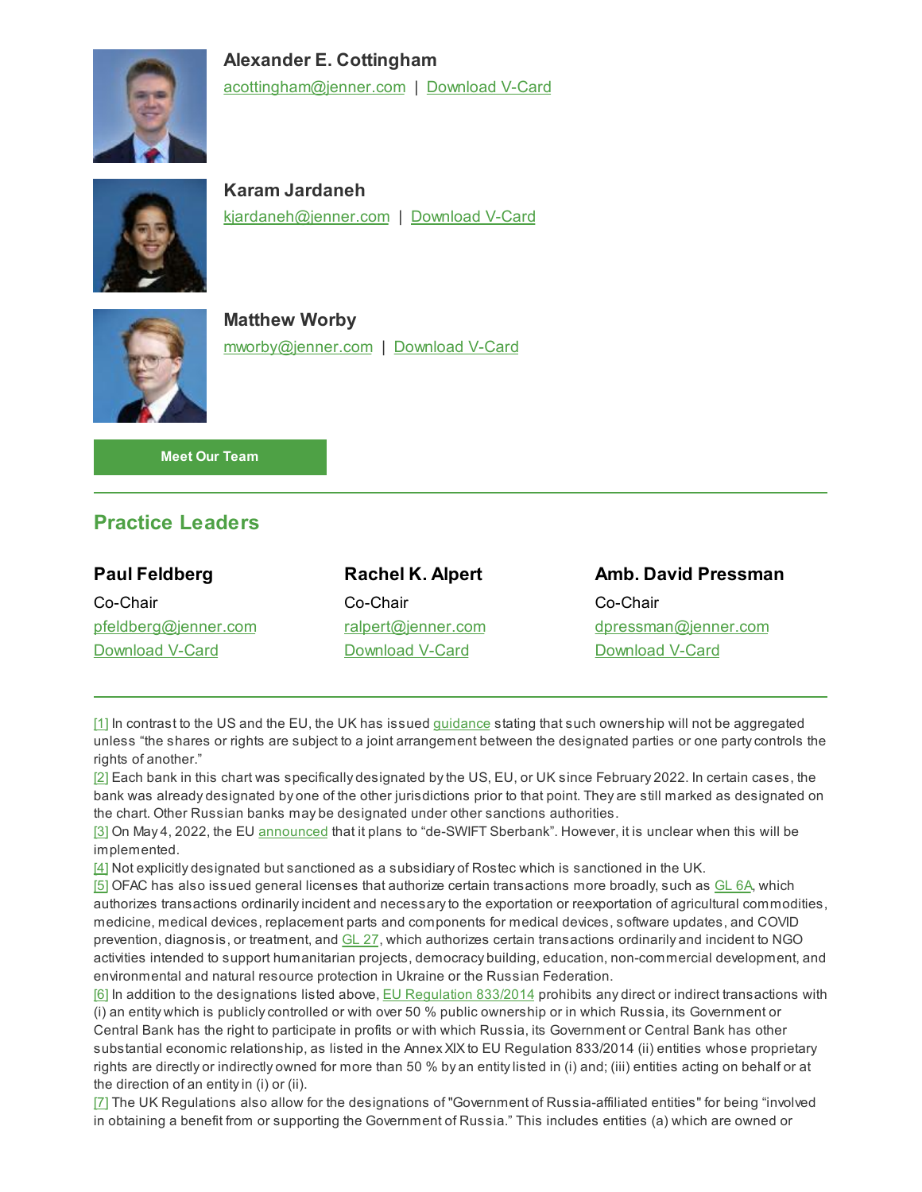**Alexander E. Cottingham**
acottingham@jenner.com | Download V-Card

**Karam Jardaneh**
kjardaneh@jenner.com | Download V-Card

**Matthew Worby**
mworby@jenner.com | Download V-Card

Meet Our Team

## Practice Leaders

**Paul Feldberg**
Co-Chair
pfeldberg@jenner.com
Download V-Card

**Rachel K. Alpert**
Co-Chair
ralpert@jenner.com
Download V-Card

**Amb. David Pressman**
Co-Chair
dpressman@jenner.com
Download V-Card

---

[1] In contrast to the US and the EU, the UK has issued guidance stating that such ownership will not be aggregated unless "the shares or rights are subject to a joint arrangement between the designated parties or one party controls the rights of another."

[2] Each bank in this chart was specifically designated by the US, EU, or UK since February 2022. In certain cases, the bank was already designated by one of the other jurisdictions prior to that point. They are still marked as designated on the chart. Other Russian banks may be designated under other sanctions authorities.

[3] On May 4, 2022, the EU announced that it plans to "de-SWIFT Sberbank". However, it is unclear when this will be implemented.

[4] Not explicitly designated but sanctioned as a subsidiary of Rostec which is sanctioned in the UK.

[5] OFAC has also issued general licenses that authorize certain transactions more broadly, such as GL 6A, which authorizes transactions ordinarily incident and necessary to the exportation or reexportation of agricultural commodities, medicine, medical devices, replacement parts and components for medical devices, software updates, and COVID prevention, diagnosis, or treatment, and GL 27, which authorizes certain transactions ordinarily and incident to NGO activities intended to support humanitarian projects, democracy building, education, non-commercial development, and environmental and natural resource protection in Ukraine or the Russian Federation.

[6] In addition to the designations listed above, EU Regulation 833/2014 prohibits any direct or indirect transactions with (i) an entity which is publicly controlled or with over 50 % public ownership or in which Russia, its Government or Central Bank has the right to participate in profits or with which Russia, its Government or Central Bank has other substantial economic relationship, as listed in the Annex XIX to EU Regulation 833/2014 (ii) entities whose proprietary rights are directly or indirectly owned for more than 50 % by an entity listed in (i) and; (iii) entities acting on behalf or at the direction of an entity in (i) or (ii).

[7] The UK Regulations also allow for the designations of "Government of Russia-affiliated entities" for being "involved in obtaining a benefit from or supporting the Government of Russia." This includes entities (a) which are owned or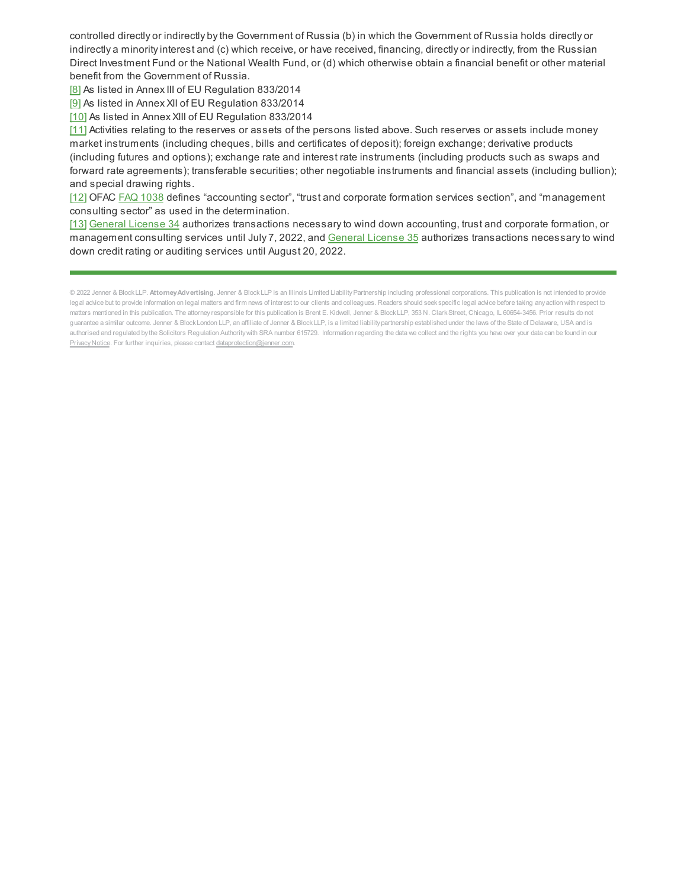controlled directly or indirectly by the Government of Russia (b) in which the Government of Russia holds directly or indirectly a minority interest and (c) which receive, or have received, financing, directly or indirectly, from the Russian Direct Investment Fund or the National Wealth Fund, or (d) which otherwise obtain a financial benefit or other material benefit from the Government of Russia.

[8] As listed in Annex III of EU Regulation 833/2014

[9] As listed in Annex XII of EU Regulation 833/2014

[10] As listed in Annex XIII of EU Regulation 833/2014

[11] Activities relating to the reserves or assets of the persons listed above. Such reserves or assets include money market instruments (including cheques, bills and certificates of deposit); foreign exchange; derivative products (including futures and options); exchange rate and interest rate instruments (including products such as swaps and forward rate agreements); transferable securities; other negotiable instruments and financial assets (including bullion); and special drawing rights.

[12] OFAC FAQ 1038 defines "accounting sector", "trust and corporate formation services section", and "management consulting sector" as used in the determination.

[13] General License 34 authorizes transactions necessary to wind down accounting, trust and corporate formation, or management consulting services until July 7, 2022, and General License 35 authorizes transactions necessary to wind down credit rating or auditing services until August 20, 2022.

---

© 2022 Jenner & Block LLP. **Attorney Advertising**. Jenner & Block LLP is an Illinois Limited Liability Partnership including professional corporations. This publication is not intended to provide legal advice but to provide information on legal matters and firm news of interest to our clients and colleagues. Readers should seek specific legal advice before taking any action with respect to matters mentioned in this publication. The attorney responsible for this publication is Brent E. Kidwell, Jenner & Block LLP, 353 N. Clark Street, Chicago, IL 60654-3456. Prior results do not guarantee a similar outcome. Jenner & Block London LLP, an affiliate of Jenner & Block LLP, is a limited liability partnership established under the laws of the State of Delaware, USA and is authorised and regulated by the Solicitors Regulation Authority with SRA number 615729. Information regarding the data we collect and the rights you have over your data can be found in our Privacy Notice. For further inquiries, please contact dataprotection@jenner.com.